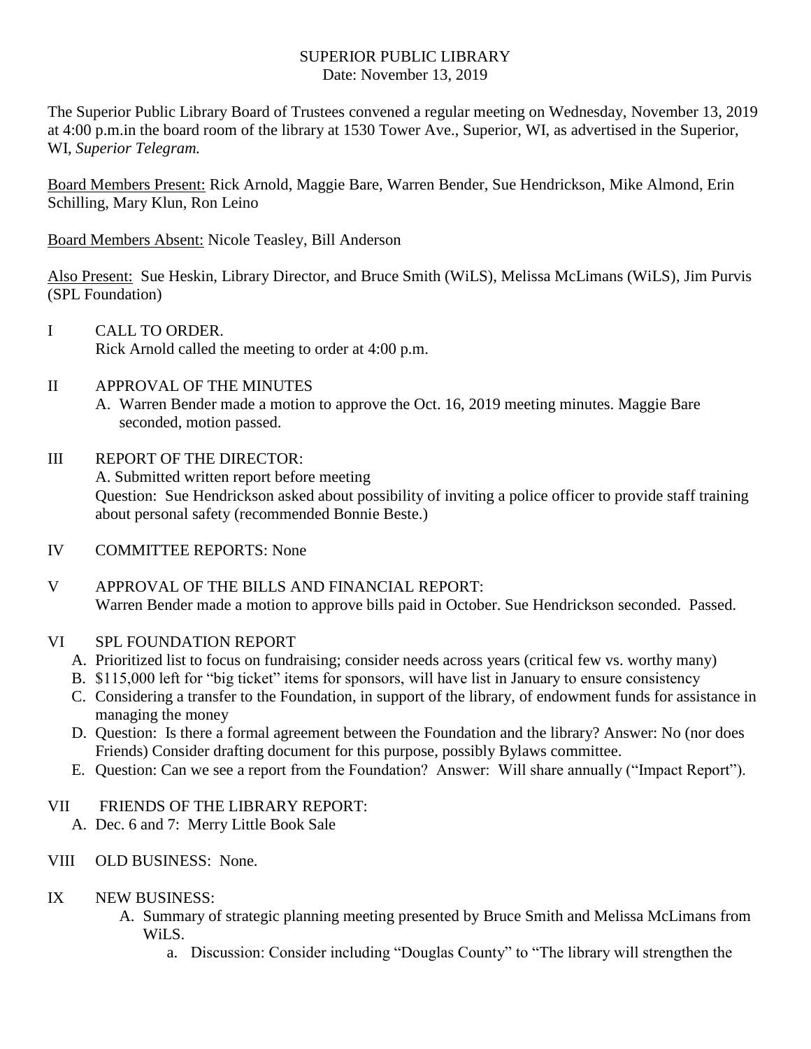SUPERIOR PUBLIC LIBRARY
Date: November 13, 2019

The Superior Public Library Board of Trustees convened a regular meeting on Wednesday, November 13, 2019 at 4:00 p.m.in the board room of the library at 1530 Tower Ave., Superior, WI, as advertised in the Superior, WI, *Superior Telegram.*

Board Members Present: Rick Arnold, Maggie Bare, Warren Bender, Sue Hendrickson, Mike Almond, Erin Schilling, Mary Klun, Ron Leino

Board Members Absent: Nicole Teasley, Bill Anderson

Also Present: Sue Heskin, Library Director, and Bruce Smith (WiLS), Melissa McLimans (WiLS), Jim Purvis (SPL Foundation)

I CALL TO ORDER.
Rick Arnold called the meeting to order at 4:00 p.m.

II APPROVAL OF THE MINUTES
A. Warren Bender made a motion to approve the Oct. 16, 2019 meeting minutes. Maggie Bare seconded, motion passed.

III REPORT OF THE DIRECTOR:
A. Submitted written report before meeting
Question: Sue Hendrickson asked about possibility of inviting a police officer to provide staff training about personal safety (recommended Bonnie Beste.)

IV COMMITTEE REPORTS: None

V APPROVAL OF THE BILLS AND FINANCIAL REPORT:
Warren Bender made a motion to approve bills paid in October. Sue Hendrickson seconded. Passed.

VI SPL FOUNDATION REPORT
A. Prioritized list to focus on fundraising; consider needs across years (critical few vs. worthy many)
B. $115,000 left for "big ticket" items for sponsors, will have list in January to ensure consistency
C. Considering a transfer to the Foundation, in support of the library, of endowment funds for assistance in managing the money
D. Question: Is there a formal agreement between the Foundation and the library? Answer: No (nor does Friends) Consider drafting document for this purpose, possibly Bylaws committee.
E. Question: Can we see a report from the Foundation? Answer: Will share annually ("Impact Report").

VII FRIENDS OF THE LIBRARY REPORT:
A. Dec. 6 and 7: Merry Little Book Sale

VIII OLD BUSINESS: None.

IX NEW BUSINESS:
A. Summary of strategic planning meeting presented by Bruce Smith and Melissa McLimans from WiLS.
   a. Discussion: Consider including "Douglas County" to "The library will strengthen the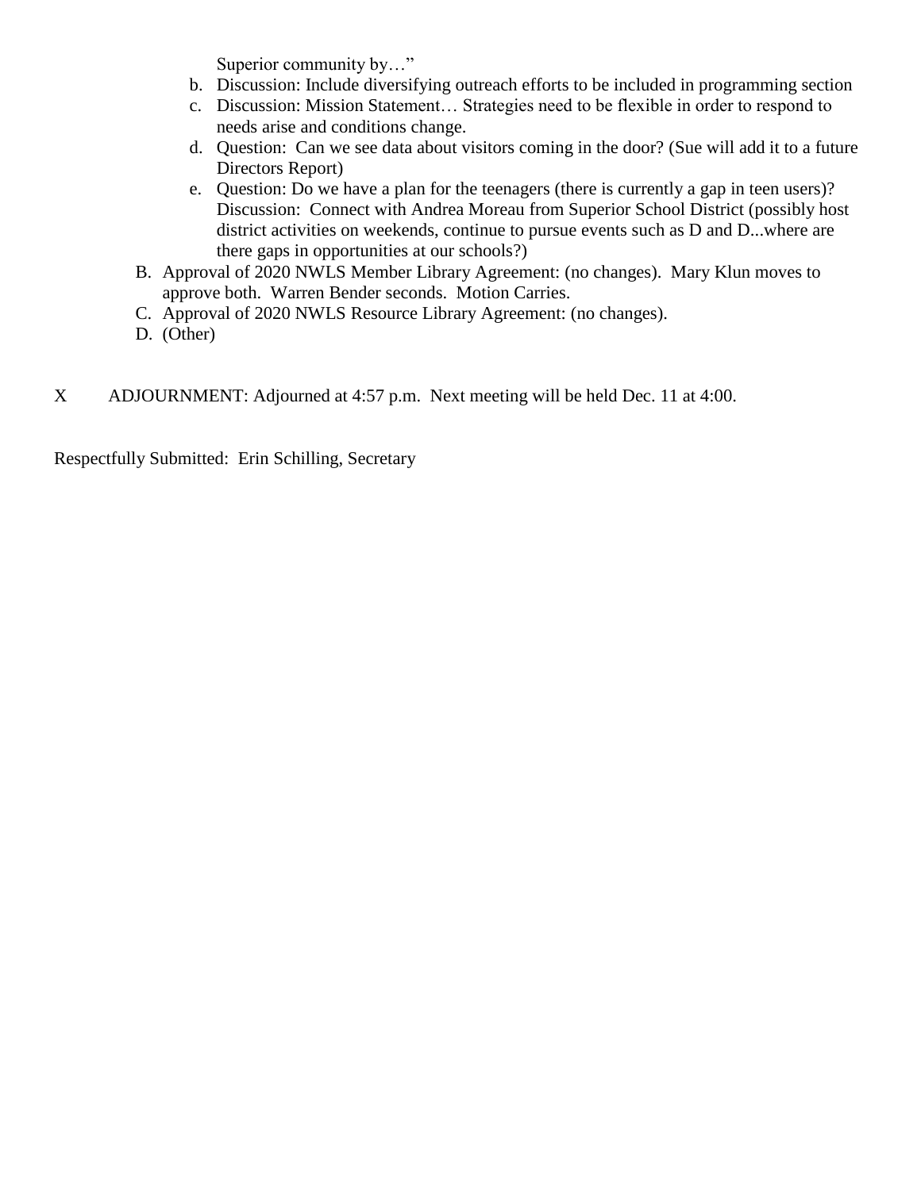Superior community by…"

b. Discussion: Include diversifying outreach efforts to be included in programming section
c. Discussion: Mission Statement… Strategies need to be flexible in order to respond to needs arise and conditions change.
d. Question: Can we see data about visitors coming in the door? (Sue will add it to a future Directors Report)
e. Question: Do we have a plan for the teenagers (there is currently a gap in teen users)? Discussion: Connect with Andrea Moreau from Superior School District (possibly host district activities on weekends, continue to pursue events such as D and D...where are there gaps in opportunities at our schools?)

B. Approval of 2020 NWLS Member Library Agreement: (no changes). Mary Klun moves to approve both. Warren Bender seconds. Motion Carries.
C. Approval of 2020 NWLS Resource Library Agreement: (no changes).
D. (Other)

X ADJOURNMENT: Adjourned at 4:57 p.m. Next meeting will be held Dec. 11 at 4:00.

Respectfully Submitted: Erin Schilling, Secretary